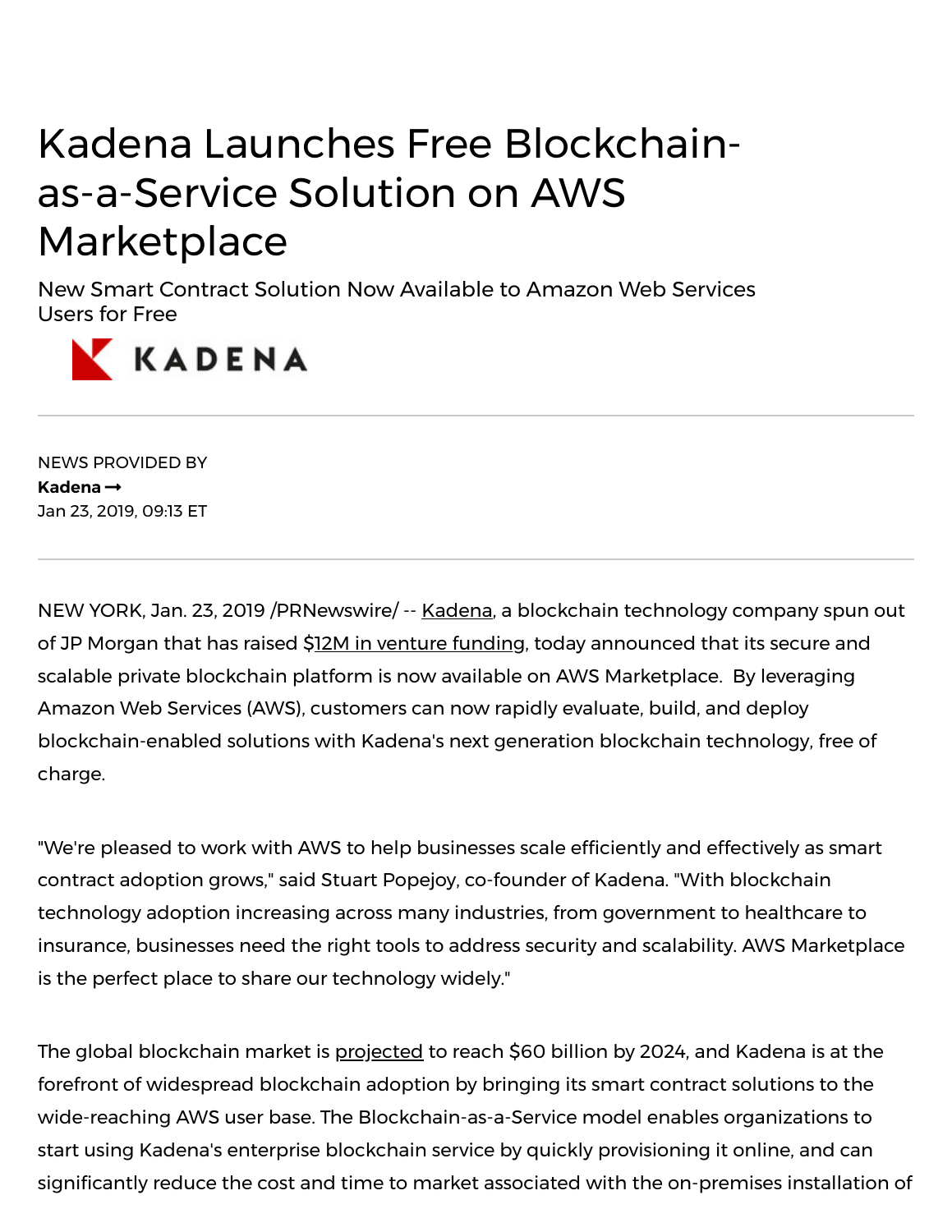# Kadena Launches Free Blockchain-as-a-Service Solution on AWS Marketplace

New Smart Contract Solution Now Available to Amazon Web Services Users for Free

KADENA

---

NEWS PROVIDED BY

**Kadena** ➞

Jan 23, 2019, 09:13 ET

---

NEW YORK, Jan. 23, 2019 /PRNewswire/ -- Kadena, a blockchain technology company spun out of JP Morgan that has raised $12M in venture funding, today announced that its secure and scalable private blockchain platform is now available on AWS Marketplace. By leveraging Amazon Web Services (AWS), customers can now rapidly evaluate, build, and deploy blockchain-enabled solutions with Kadena's next generation blockchain technology, free of charge.

"We're pleased to work with AWS to help businesses scale efficiently and effectively as smart contract adoption grows," said Stuart Popejoy, co-founder of Kadena. "With blockchain technology adoption increasing across many industries, from government to healthcare to insurance, businesses need the right tools to address security and scalability. AWS Marketplace is the perfect place to share our technology widely."

The global blockchain market is projected to reach $60 billion by 2024, and Kadena is at the forefront of widespread blockchain adoption by bringing its smart contract solutions to the wide-reaching AWS user base. The Blockchain-as-a-Service model enables organizations to start using Kadena's enterprise blockchain service by quickly provisioning it online, and can significantly reduce the cost and time to market associated with the on-premises installation of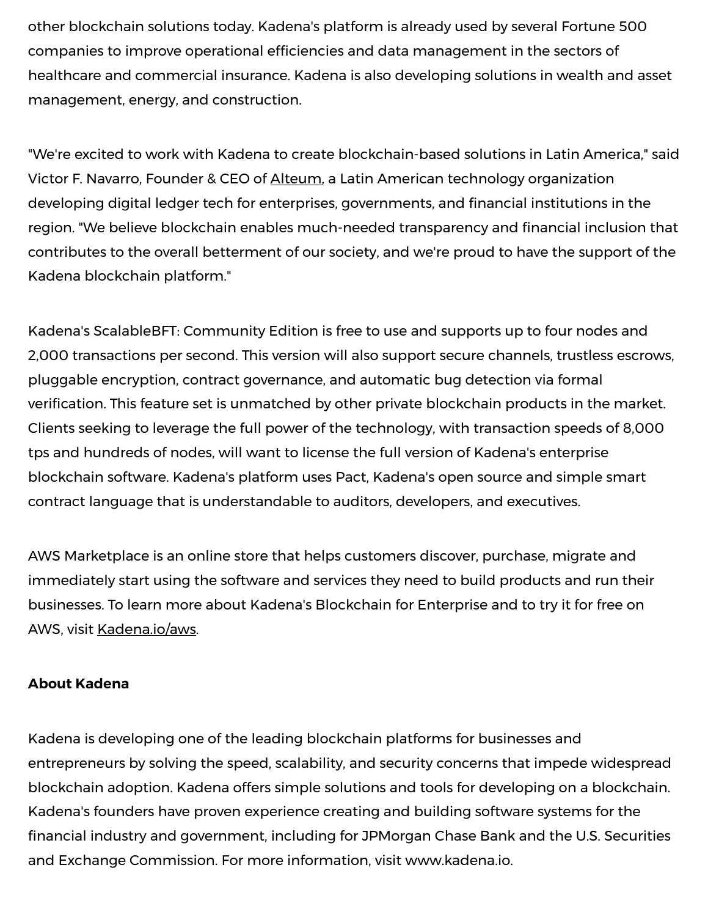other blockchain solutions today. Kadena's platform is already used by several Fortune 500 companies to improve operational efficiencies and data management in the sectors of healthcare and commercial insurance. Kadena is also developing solutions in wealth and asset management, energy, and construction.

"We're excited to work with Kadena to create blockchain-based solutions in Latin America," said Victor F. Navarro, Founder & CEO of Alteum, a Latin American technology organization developing digital ledger tech for enterprises, governments, and financial institutions in the region. "We believe blockchain enables much-needed transparency and financial inclusion that contributes to the overall betterment of our society, and we're proud to have the support of the Kadena blockchain platform."

Kadena's ScalableBFT: Community Edition is free to use and supports up to four nodes and 2,000 transactions per second. This version will also support secure channels, trustless escrows, pluggable encryption, contract governance, and automatic bug detection via formal verification. This feature set is unmatched by other private blockchain products in the market. Clients seeking to leverage the full power of the technology, with transaction speeds of 8,000 tps and hundreds of nodes, will want to license the full version of Kadena's enterprise blockchain software. Kadena's platform uses Pact, Kadena's open source and simple smart contract language that is understandable to auditors, developers, and executives.

AWS Marketplace is an online store that helps customers discover, purchase, migrate and immediately start using the software and services they need to build products and run their businesses. To learn more about Kadena's Blockchain for Enterprise and to try it for free on AWS, visit Kadena.io/aws.

**About Kadena**

Kadena is developing one of the leading blockchain platforms for businesses and entrepreneurs by solving the speed, scalability, and security concerns that impede widespread blockchain adoption. Kadena offers simple solutions and tools for developing on a blockchain. Kadena's founders have proven experience creating and building software systems for the financial industry and government, including for JPMorgan Chase Bank and the U.S. Securities and Exchange Commission. For more information, visit www.kadena.io.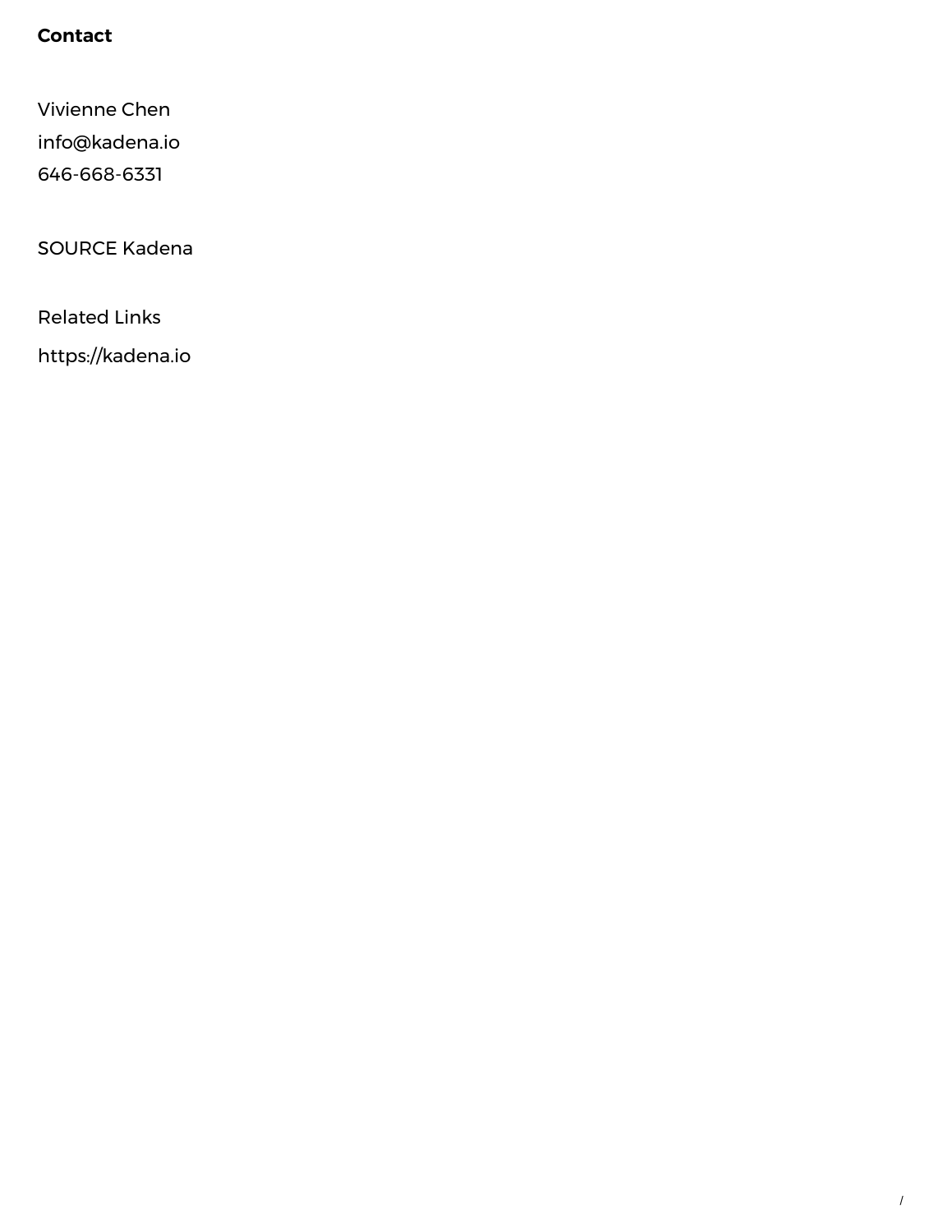**Contact**

Vivienne Chen
info@kadena.io
646-668-6331

SOURCE Kadena

Related Links

https://kadena.io